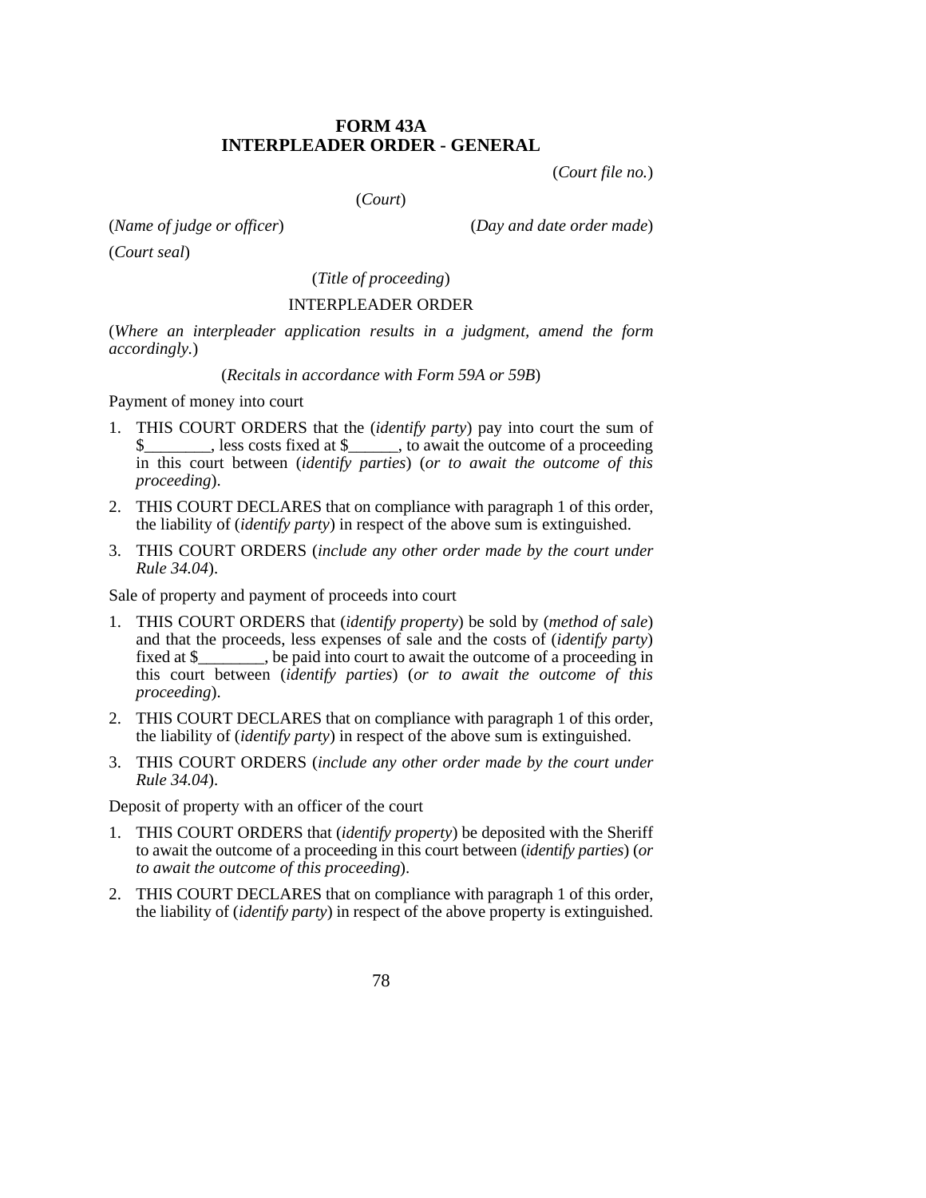# FORM 43A
# INTERPLEADER ORDER - GENERAL

(*Court file no.*)

(*Court*)

(*Name of judge or officer*) (*Day and date order made*)

(*Court seal*)

(*Title of proceeding*)

INTERPLEADER ORDER

(*Where an interpleader application results in a judgment, amend the form accordingly.*)

(*Recitals in accordance with Form 59A or 59B*)

Payment of money into court

1. THIS COURT ORDERS that the (*identify party*) pay into court the sum of $________, less costs fixed at $______, to await the outcome of a proceeding in this court between (*identify parties*) (*or to await the outcome of this proceeding*).
2. THIS COURT DECLARES that on compliance with paragraph 1 of this order, the liability of (*identify party*) in respect of the above sum is extinguished.
3. THIS COURT ORDERS (*include any other order made by the court under Rule 34.04*).

Sale of property and payment of proceeds into court

1. THIS COURT ORDERS that (*identify property*) be sold by (*method of sale*) and that the proceeds, less expenses of sale and the costs of (*identify party*) fixed at $________, be paid into court to await the outcome of a proceeding in this court between (*identify parties*) (*or to await the outcome of this proceeding*).
2. THIS COURT DECLARES that on compliance with paragraph 1 of this order, the liability of (*identify party*) in respect of the above sum is extinguished.
3. THIS COURT ORDERS (*include any other order made by the court under Rule 34.04*).

Deposit of property with an officer of the court

1. THIS COURT ORDERS that (*identify property*) be deposited with the Sheriff to await the outcome of a proceeding in this court between (*identify parties*) (*or to await the outcome of this proceeding*).
2. THIS COURT DECLARES that on compliance with paragraph 1 of this order, the liability of (*identify party*) in respect of the above property is extinguished.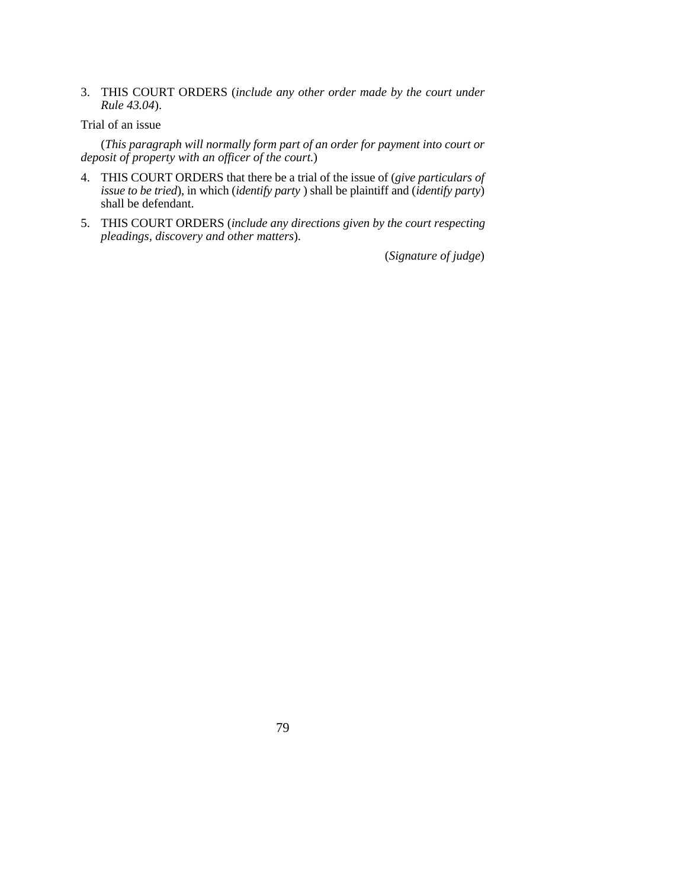3. THIS COURT ORDERS (*include any other order made by the court under Rule 43.04*).

Trial of an issue

(*This paragraph will normally form part of an order for payment into court or deposit of property with an officer of the court.*)

4. THIS COURT ORDERS that there be a trial of the issue of (*give particulars of issue to be tried*), in which (*identify party* ) shall be plaintiff and (*identify party*) shall be defendant.

5. THIS COURT ORDERS (*include any directions given by the court respecting pleadings, discovery and other matters*).

(*Signature of judge*)